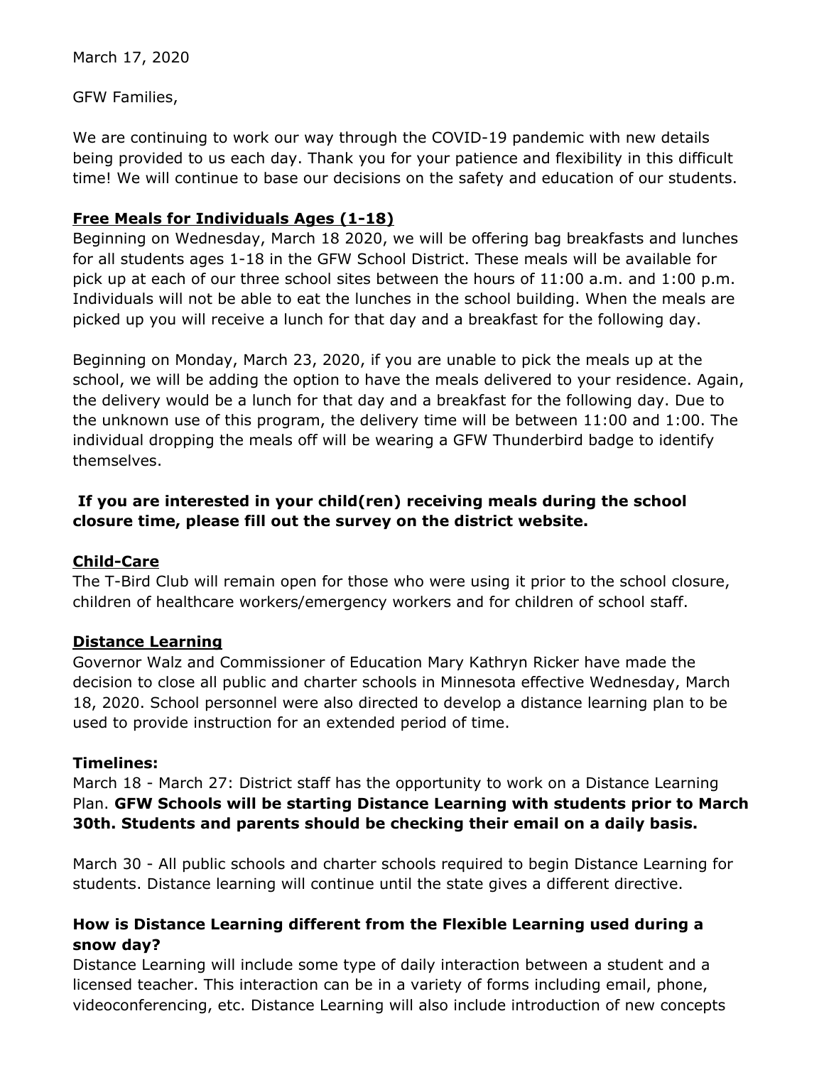March 17, 2020

GFW Families,

We are continuing to work our way through the COVID-19 pandemic with new details being provided to us each day. Thank you for your patience and flexibility in this difficult time! We will continue to base our decisions on the safety and education of our students.

**Free Meals for Individuals Ages (1-18)**

Beginning on Wednesday, March 18 2020, we will be offering bag breakfasts and lunches for all students ages 1-18 in the GFW School District. These meals will be available for pick up at each of our three school sites between the hours of 11:00 a.m. and 1:00 p.m. Individuals will not be able to eat the lunches in the school building. When the meals are picked up you will receive a lunch for that day and a breakfast for the following day.

Beginning on Monday, March 23, 2020, if you are unable to pick the meals up at the school, we will be adding the option to have the meals delivered to your residence. Again, the delivery would be a lunch for that day and a breakfast for the following day. Due to the unknown use of this program, the delivery time will be between 11:00 and 1:00. The individual dropping the meals off will be wearing a GFW Thunderbird badge to identify themselves.

**If you are interested in your child(ren) receiving meals during the school closure time, please fill out the survey on the district website.**

**Child-Care**

The T-Bird Club will remain open for those who were using it prior to the school closure, children of healthcare workers/emergency workers and for children of school staff.

**Distance Learning**

Governor Walz and Commissioner of Education Mary Kathryn Ricker have made the decision to close all public and charter schools in Minnesota effective Wednesday, March 18, 2020. School personnel were also directed to develop a distance learning plan to be used to provide instruction for an extended period of time.

**Timelines:**

March 18 - March 27: District staff has the opportunity to work on a Distance Learning Plan. **GFW Schools will be starting Distance Learning with students prior to March 30th. Students and parents should be checking their email on a daily basis.**

March 30 - All public schools and charter schools required to begin Distance Learning for students. Distance learning will continue until the state gives a different directive.

**How is Distance Learning different from the Flexible Learning used during a snow day?**

Distance Learning will include some type of daily interaction between a student and a licensed teacher. This interaction can be in a variety of forms including email, phone, videoconferencing, etc. Distance Learning will also include introduction of new concepts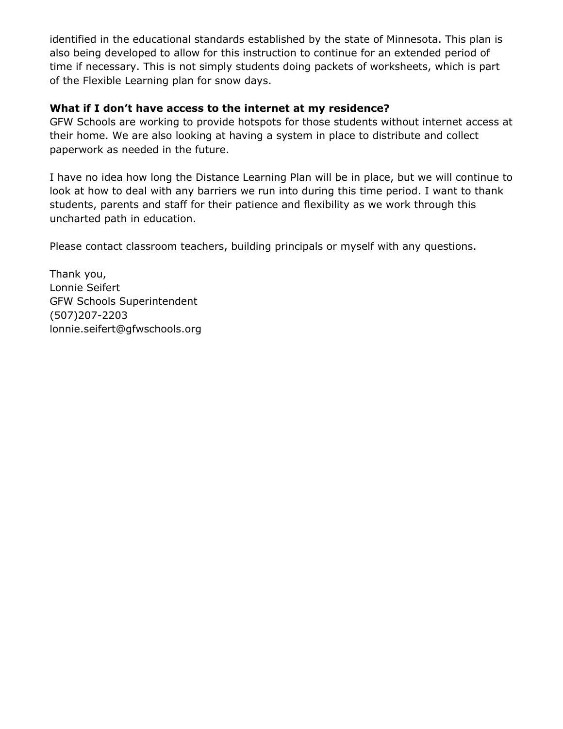identified in the educational standards established by the state of Minnesota. This plan is also being developed to allow for this instruction to continue for an extended period of time if necessary. This is not simply students doing packets of worksheets, which is part of the Flexible Learning plan for snow days.

**What if I don't have access to the internet at my residence?**
GFW Schools are working to provide hotspots for those students without internet access at their home. We are also looking at having a system in place to distribute and collect paperwork as needed in the future.

I have no idea how long the Distance Learning Plan will be in place, but we will continue to look at how to deal with any barriers we run into during this time period. I want to thank students, parents and staff for their patience and flexibility as we work through this uncharted path in education.

Please contact classroom teachers, building principals or myself with any questions.

Thank you,
Lonnie Seifert
GFW Schools Superintendent
(507)207-2203
lonnie.seifert@gfwschools.org